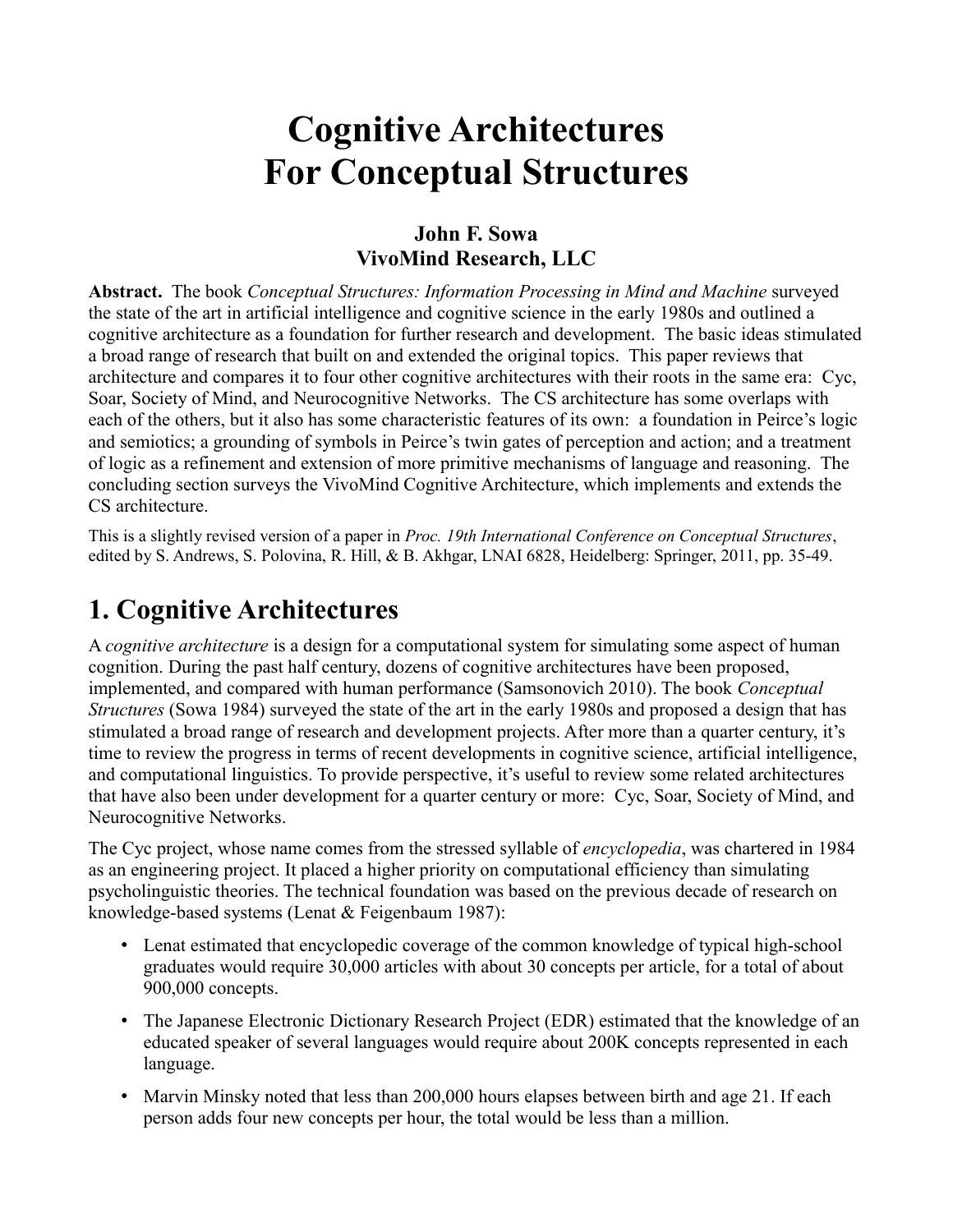# Cognitive Architectures For Conceptual Structures

**John F. Sowa**
**VivoMind Research, LLC**

**Abstract.** The book *Conceptual Structures: Information Processing in Mind and Machine* surveyed the state of the art in artificial intelligence and cognitive science in the early 1980s and outlined a cognitive architecture as a foundation for further research and development. The basic ideas stimulated a broad range of research that built on and extended the original topics. This paper reviews that architecture and compares it to four other cognitive architectures with their roots in the same era: Cyc, Soar, Society of Mind, and Neurocognitive Networks. The CS architecture has some overlaps with each of the others, but it also has some characteristic features of its own: a foundation in Peirce's logic and semiotics; a grounding of symbols in Peirce's twin gates of perception and action; and a treatment of logic as a refinement and extension of more primitive mechanisms of language and reasoning. The concluding section surveys the VivoMind Cognitive Architecture, which implements and extends the CS architecture.

This is a slightly revised version of a paper in *Proc. 19th International Conference on Conceptual Structures*, edited by S. Andrews, S. Polovina, R. Hill, & B. Akhgar, LNAI 6828, Heidelberg: Springer, 2011, pp. 35-49.

## 1. Cognitive Architectures

A *cognitive architecture* is a design for a computational system for simulating some aspect of human cognition. During the past half century, dozens of cognitive architectures have been proposed, implemented, and compared with human performance (Samsonovich 2010). The book *Conceptual Structures* (Sowa 1984) surveyed the state of the art in the early 1980s and proposed a design that has stimulated a broad range of research and development projects. After more than a quarter century, it's time to review the progress in terms of recent developments in cognitive science, artificial intelligence, and computational linguistics. To provide perspective, it's useful to review some related architectures that have also been under development for a quarter century or more: Cyc, Soar, Society of Mind, and Neurocognitive Networks.

The Cyc project, whose name comes from the stressed syllable of *encyclopedia*, was chartered in 1984 as an engineering project. It placed a higher priority on computational efficiency than simulating psycholinguistic theories. The technical foundation was based on the previous decade of research on knowledge-based systems (Lenat & Feigenbaum 1987):

- Lenat estimated that encyclopedic coverage of the common knowledge of typical high-school graduates would require 30,000 articles with about 30 concepts per article, for a total of about 900,000 concepts.
- The Japanese Electronic Dictionary Research Project (EDR) estimated that the knowledge of an educated speaker of several languages would require about 200K concepts represented in each language.
- Marvin Minsky noted that less than 200,000 hours elapses between birth and age 21. If each person adds four new concepts per hour, the total would be less than a million.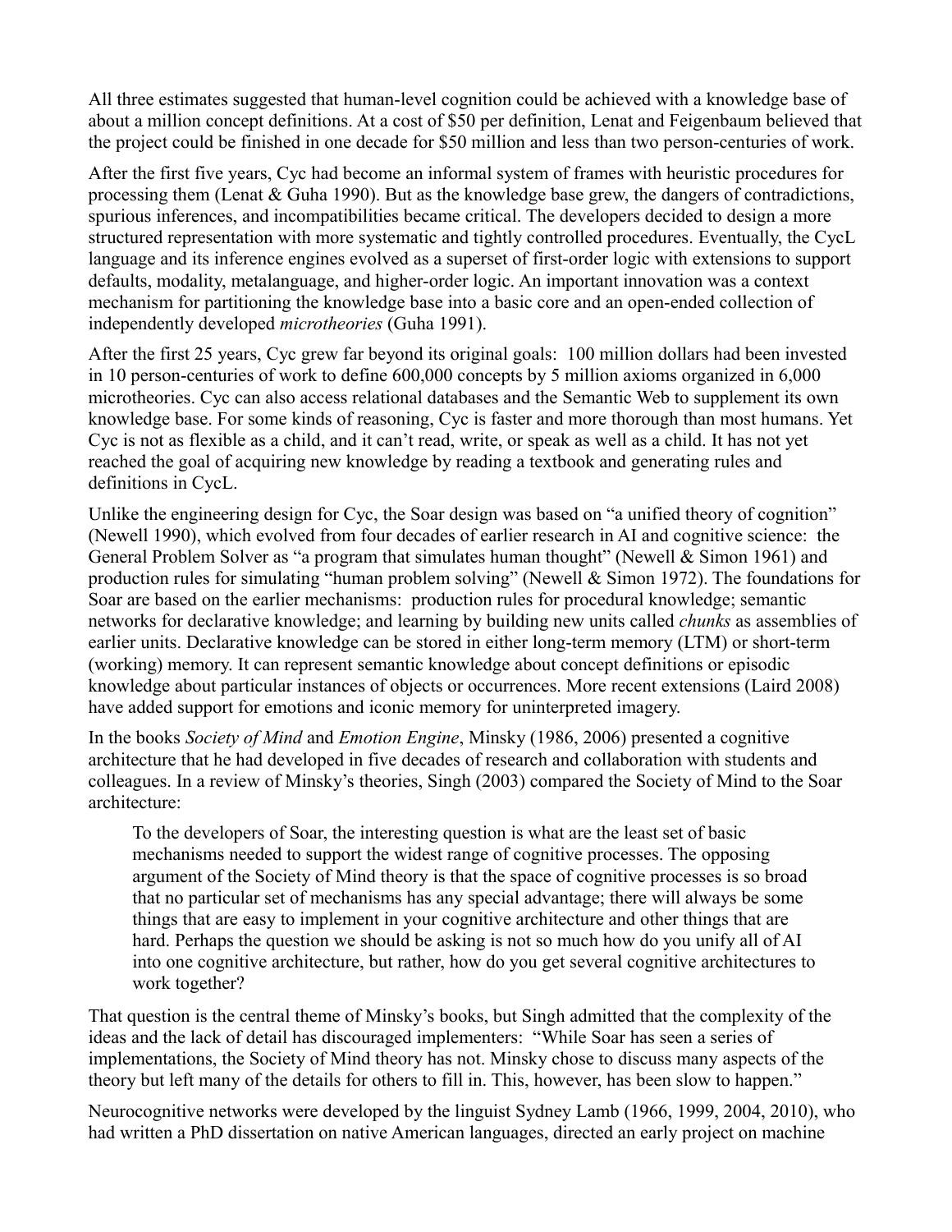All three estimates suggested that human-level cognition could be achieved with a knowledge base of about a million concept definitions. At a cost of $50 per definition, Lenat and Feigenbaum believed that the project could be finished in one decade for $50 million and less than two person-centuries of work.

After the first five years, Cyc had become an informal system of frames with heuristic procedures for processing them (Lenat & Guha 1990). But as the knowledge base grew, the dangers of contradictions, spurious inferences, and incompatibilities became critical. The developers decided to design a more structured representation with more systematic and tightly controlled procedures. Eventually, the CycL language and its inference engines evolved as a superset of first-order logic with extensions to support defaults, modality, metalanguage, and higher-order logic. An important innovation was a context mechanism for partitioning the knowledge base into a basic core and an open-ended collection of independently developed *microtheories* (Guha 1991).

After the first 25 years, Cyc grew far beyond its original goals: 100 million dollars had been invested in 10 person-centuries of work to define 600,000 concepts by 5 million axioms organized in 6,000 microtheories. Cyc can also access relational databases and the Semantic Web to supplement its own knowledge base. For some kinds of reasoning, Cyc is faster and more thorough than most humans. Yet Cyc is not as flexible as a child, and it can't read, write, or speak as well as a child. It has not yet reached the goal of acquiring new knowledge by reading a textbook and generating rules and definitions in CycL.

Unlike the engineering design for Cyc, the Soar design was based on "a unified theory of cognition" (Newell 1990), which evolved from four decades of earlier research in AI and cognitive science: the General Problem Solver as "a program that simulates human thought" (Newell & Simon 1961) and production rules for simulating "human problem solving" (Newell & Simon 1972). The foundations for Soar are based on the earlier mechanisms: production rules for procedural knowledge; semantic networks for declarative knowledge; and learning by building new units called *chunks* as assemblies of earlier units. Declarative knowledge can be stored in either long-term memory (LTM) or short-term (working) memory. It can represent semantic knowledge about concept definitions or episodic knowledge about particular instances of objects or occurrences. More recent extensions (Laird 2008) have added support for emotions and iconic memory for uninterpreted imagery.

In the books *Society of Mind* and *Emotion Engine*, Minsky (1986, 2006) presented a cognitive architecture that he had developed in five decades of research and collaboration with students and colleagues. In a review of Minsky's theories, Singh (2003) compared the Society of Mind to the Soar architecture:

> To the developers of Soar, the interesting question is what are the least set of basic mechanisms needed to support the widest range of cognitive processes. The opposing argument of the Society of Mind theory is that the space of cognitive processes is so broad that no particular set of mechanisms has any special advantage; there will always be some things that are easy to implement in your cognitive architecture and other things that are hard. Perhaps the question we should be asking is not so much how do you unify all of AI into one cognitive architecture, but rather, how do you get several cognitive architectures to work together?

That question is the central theme of Minsky's books, but Singh admitted that the complexity of the ideas and the lack of detail has discouraged implementers: "While Soar has seen a series of implementations, the Society of Mind theory has not. Minsky chose to discuss many aspects of the theory but left many of the details for others to fill in. This, however, has been slow to happen."

Neurocognitive networks were developed by the linguist Sydney Lamb (1966, 1999, 2004, 2010), who had written a PhD dissertation on native American languages, directed an early project on machine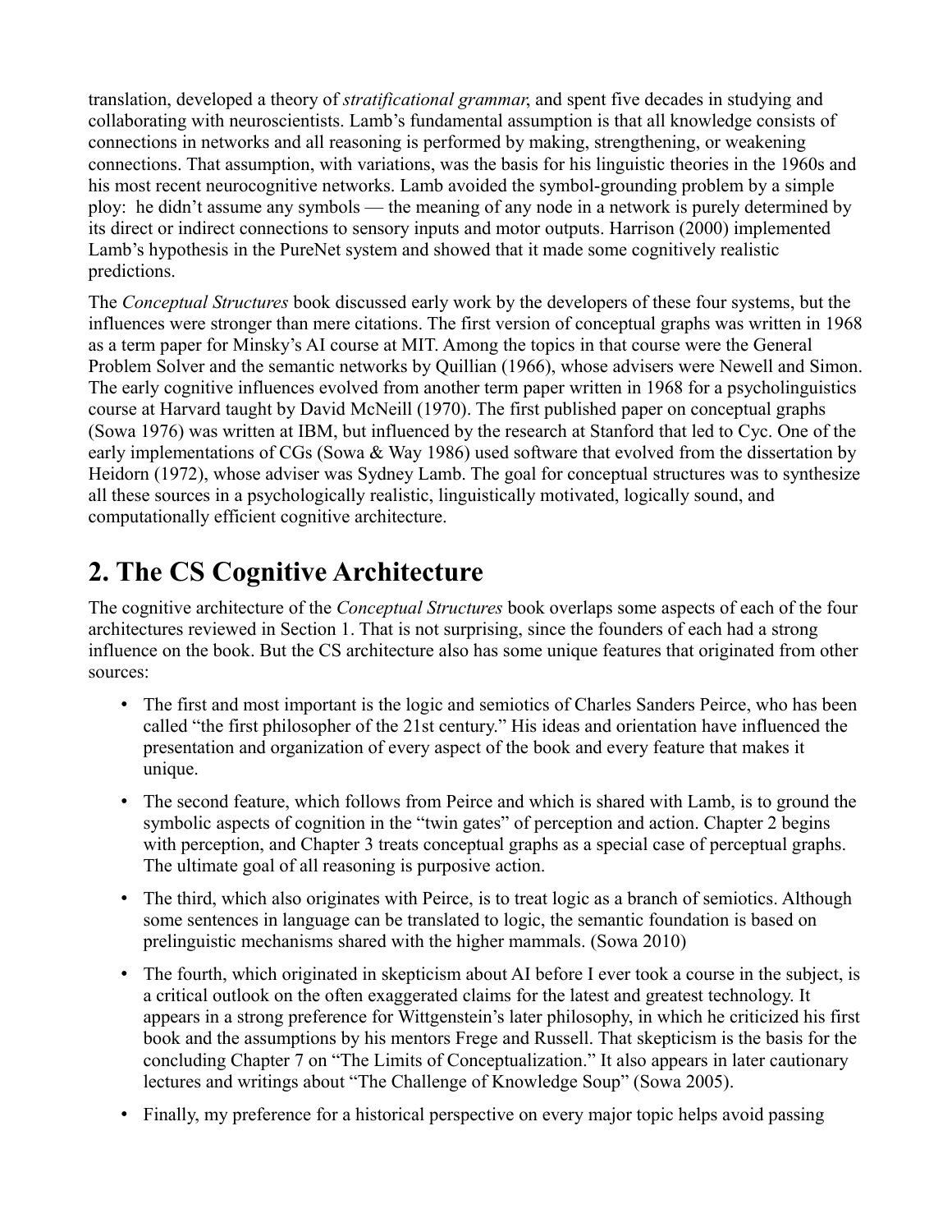translation, developed a theory of *stratificational grammar*, and spent five decades in studying and collaborating with neuroscientists. Lamb's fundamental assumption is that all knowledge consists of connections in networks and all reasoning is performed by making, strengthening, or weakening connections. That assumption, with variations, was the basis for his linguistic theories in the 1960s and his most recent neurocognitive networks. Lamb avoided the symbol-grounding problem by a simple ploy: he didn't assume any symbols — the meaning of any node in a network is purely determined by its direct or indirect connections to sensory inputs and motor outputs. Harrison (2000) implemented Lamb's hypothesis in the PureNet system and showed that it made some cognitively realistic predictions.

The *Conceptual Structures* book discussed early work by the developers of these four systems, but the influences were stronger than mere citations. The first version of conceptual graphs was written in 1968 as a term paper for Minsky's AI course at MIT. Among the topics in that course were the General Problem Solver and the semantic networks by Quillian (1966), whose advisers were Newell and Simon. The early cognitive influences evolved from another term paper written in 1968 for a psycholinguistics course at Harvard taught by David McNeill (1970). The first published paper on conceptual graphs (Sowa 1976) was written at IBM, but influenced by the research at Stanford that led to Cyc. One of the early implementations of CGs (Sowa & Way 1986) used software that evolved from the dissertation by Heidorn (1972), whose adviser was Sydney Lamb. The goal for conceptual structures was to synthesize all these sources in a psychologically realistic, linguistically motivated, logically sound, and computationally efficient cognitive architecture.

## 2. The CS Cognitive Architecture

The cognitive architecture of the *Conceptual Structures* book overlaps some aspects of each of the four architectures reviewed in Section 1. That is not surprising, since the founders of each had a strong influence on the book. But the CS architecture also has some unique features that originated from other sources:

- The first and most important is the logic and semiotics of Charles Sanders Peirce, who has been called "the first philosopher of the 21st century." His ideas and orientation have influenced the presentation and organization of every aspect of the book and every feature that makes it unique.
- The second feature, which follows from Peirce and which is shared with Lamb, is to ground the symbolic aspects of cognition in the "twin gates" of perception and action. Chapter 2 begins with perception, and Chapter 3 treats conceptual graphs as a special case of perceptual graphs. The ultimate goal of all reasoning is purposive action.
- The third, which also originates with Peirce, is to treat logic as a branch of semiotics. Although some sentences in language can be translated to logic, the semantic foundation is based on prelinguistic mechanisms shared with the higher mammals. (Sowa 2010)
- The fourth, which originated in skepticism about AI before I ever took a course in the subject, is a critical outlook on the often exaggerated claims for the latest and greatest technology. It appears in a strong preference for Wittgenstein's later philosophy, in which he criticized his first book and the assumptions by his mentors Frege and Russell. That skepticism is the basis for the concluding Chapter 7 on "The Limits of Conceptualization." It also appears in later cautionary lectures and writings about "The Challenge of Knowledge Soup" (Sowa 2005).
- Finally, my preference for a historical perspective on every major topic helps avoid passing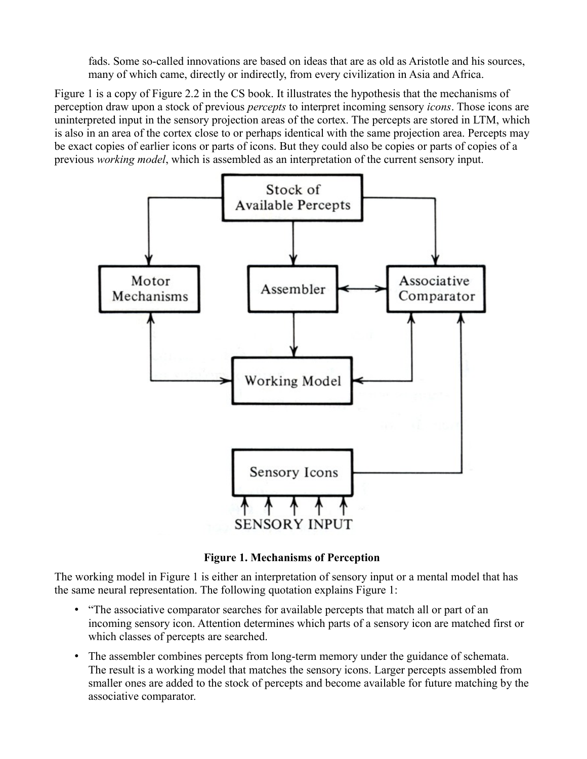fads. Some so-called innovations are based on ideas that are as old as Aristotle and his sources, many of which came, directly or indirectly, from every civilization in Asia and Africa.

Figure 1 is a copy of Figure 2.2 in the CS book. It illustrates the hypothesis that the mechanisms of perception draw upon a stock of previous *percepts* to interpret incoming sensory *icons*. Those icons are uninterpreted input in the sensory projection areas of the cortex. The percepts are stored in LTM, which is also in an area of the cortex close to or perhaps identical with the same projection area. Percepts may be exact copies of earlier icons or parts of icons. But they could also be copies or parts of copies of a previous *working model*, which is assembled as an interpretation of the current sensory input.

**Figure 1. Mechanisms of Perception**

The working model in Figure 1 is either an interpretation of sensory input or a mental model that has the same neural representation. The following quotation explains Figure 1:

- "The associative comparator searches for available percepts that match all or part of an incoming sensory icon. Attention determines which parts of a sensory icon are matched first or which classes of percepts are searched.
- The assembler combines percepts from long-term memory under the guidance of schemata. The result is a working model that matches the sensory icons. Larger percepts assembled from smaller ones are added to the stock of percepts and become available for future matching by the associative comparator.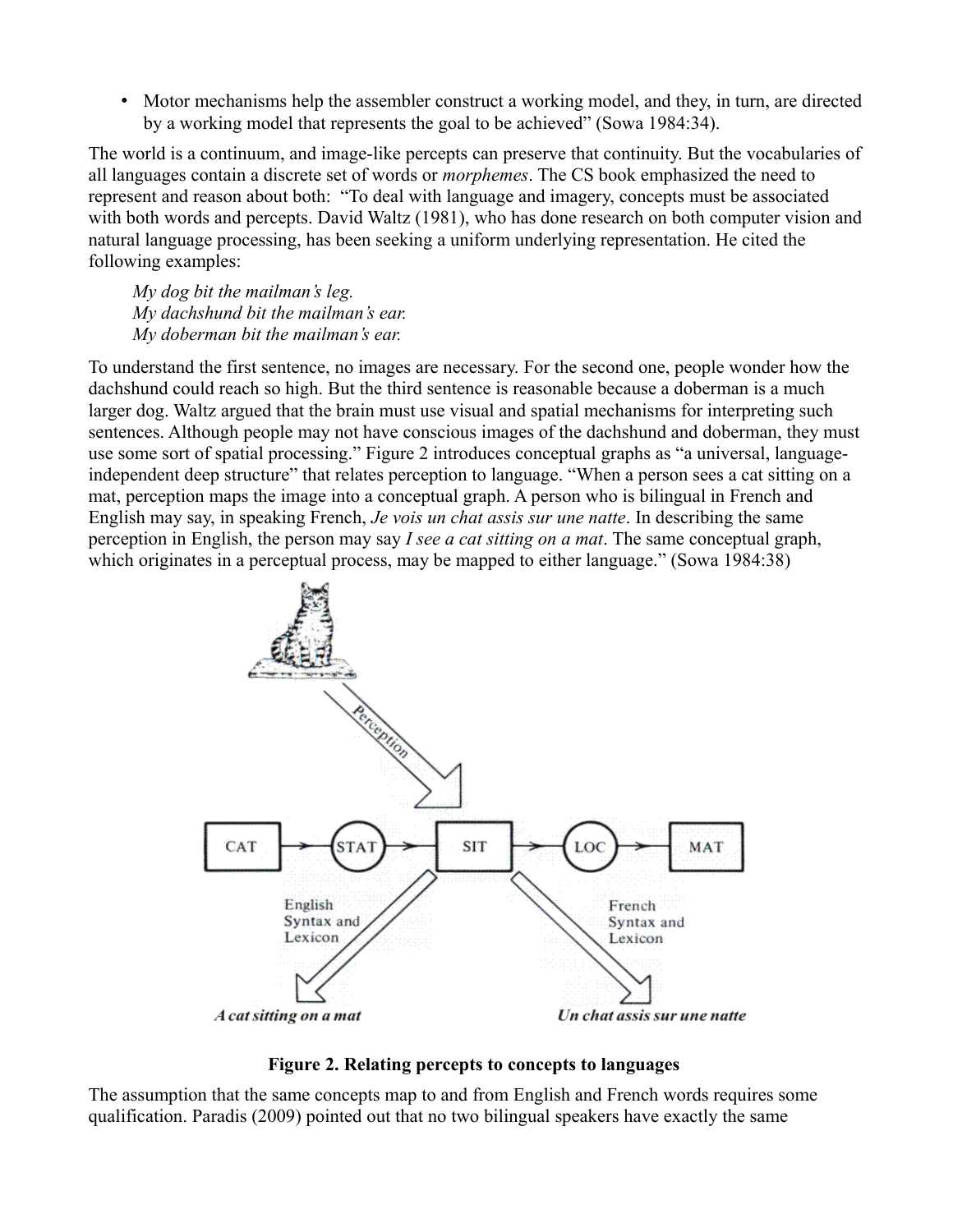- Motor mechanisms help the assembler construct a working model, and they, in turn, are directed by a working model that represents the goal to be achieved" (Sowa 1984:34).

The world is a continuum, and image-like percepts can preserve that continuity. But the vocabularies of all languages contain a discrete set of words or *morphemes*. The CS book emphasized the need to represent and reason about both: "To deal with language and imagery, concepts must be associated with both words and percepts. David Waltz (1981), who has done research on both computer vision and natural language processing, has been seeking a uniform underlying representation. He cited the following examples:

> *My dog bit the mailman's leg.*
> *My dachshund bit the mailman's ear.*
> *My doberman bit the mailman's ear.*

To understand the first sentence, no images are necessary. For the second one, people wonder how the dachshund could reach so high. But the third sentence is reasonable because a doberman is a much larger dog. Waltz argued that the brain must use visual and spatial mechanisms for interpreting such sentences. Although people may not have conscious images of the dachshund and doberman, they must use some sort of spatial processing." Figure 2 introduces conceptual graphs as "a universal, language-independent deep structure" that relates perception to language. "When a person sees a cat sitting on a mat, perception maps the image into a conceptual graph. A person who is bilingual in French and English may say, in speaking French, *Je vois un chat assis sur une natte*. In describing the same perception in English, the person may say *I see a cat sitting on a mat*. The same conceptual graph, which originates in a perceptual process, may be mapped to either language." (Sowa 1984:38)

**Figure 2. Relating percepts to concepts to languages**

The assumption that the same concepts map to and from English and French words requires some qualification. Paradis (2009) pointed out that no two bilingual speakers have exactly the same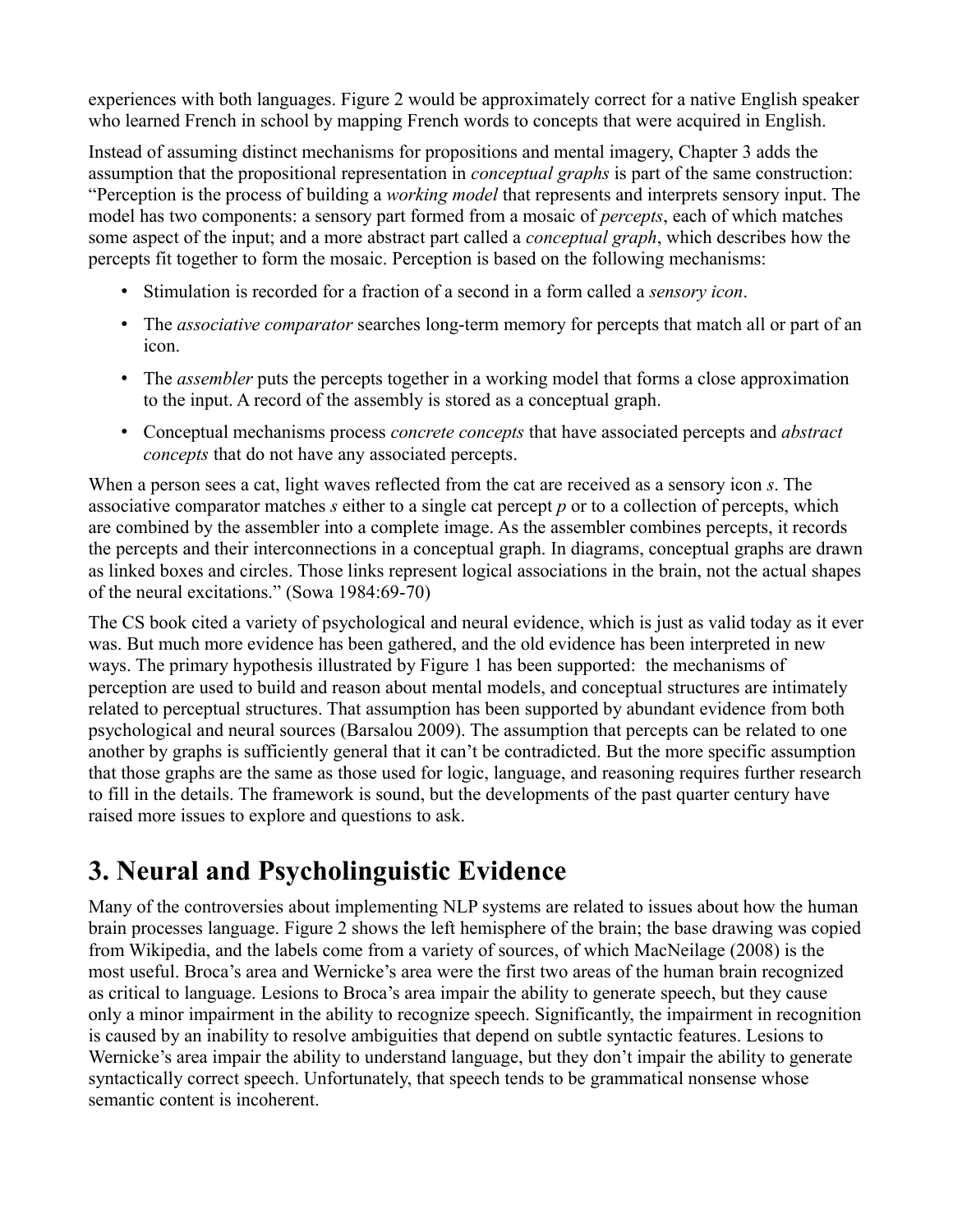experiences with both languages. Figure 2 would be approximately correct for a native English speaker who learned French in school by mapping French words to concepts that were acquired in English.

Instead of assuming distinct mechanisms for propositions and mental imagery, Chapter 3 adds the assumption that the propositional representation in *conceptual graphs* is part of the same construction: "Perception is the process of building a *working model* that represents and interprets sensory input. The model has two components: a sensory part formed from a mosaic of *percepts*, each of which matches some aspect of the input; and a more abstract part called a *conceptual graph*, which describes how the percepts fit together to form the mosaic. Perception is based on the following mechanisms:

- Stimulation is recorded for a fraction of a second in a form called a *sensory icon*.
- The *associative comparator* searches long-term memory for percepts that match all or part of an icon.
- The *assembler* puts the percepts together in a working model that forms a close approximation to the input. A record of the assembly is stored as a conceptual graph.
- Conceptual mechanisms process *concrete concepts* that have associated percepts and *abstract concepts* that do not have any associated percepts.

When a person sees a cat, light waves reflected from the cat are received as a sensory icon *s*. The associative comparator matches *s* either to a single cat percept *p* or to a collection of percepts, which are combined by the assembler into a complete image. As the assembler combines percepts, it records the percepts and their interconnections in a conceptual graph. In diagrams, conceptual graphs are drawn as linked boxes and circles. Those links represent logical associations in the brain, not the actual shapes of the neural excitations." (Sowa 1984:69-70)

The CS book cited a variety of psychological and neural evidence, which is just as valid today as it ever was. But much more evidence has been gathered, and the old evidence has been interpreted in new ways. The primary hypothesis illustrated by Figure 1 has been supported: the mechanisms of perception are used to build and reason about mental models, and conceptual structures are intimately related to perceptual structures. That assumption has been supported by abundant evidence from both psychological and neural sources (Barsalou 2009). The assumption that percepts can be related to one another by graphs is sufficiently general that it can't be contradicted. But the more specific assumption that those graphs are the same as those used for logic, language, and reasoning requires further research to fill in the details. The framework is sound, but the developments of the past quarter century have raised more issues to explore and questions to ask.

# 3. Neural and Psycholinguistic Evidence

Many of the controversies about implementing NLP systems are related to issues about how the human brain processes language. Figure 2 shows the left hemisphere of the brain; the base drawing was copied from Wikipedia, and the labels come from a variety of sources, of which MacNeilage (2008) is the most useful. Broca's area and Wernicke's area were the first two areas of the human brain recognized as critical to language. Lesions to Broca's area impair the ability to generate speech, but they cause only a minor impairment in the ability to recognize speech. Significantly, the impairment in recognition is caused by an inability to resolve ambiguities that depend on subtle syntactic features. Lesions to Wernicke's area impair the ability to understand language, but they don't impair the ability to generate syntactically correct speech. Unfortunately, that speech tends to be grammatical nonsense whose semantic content is incoherent.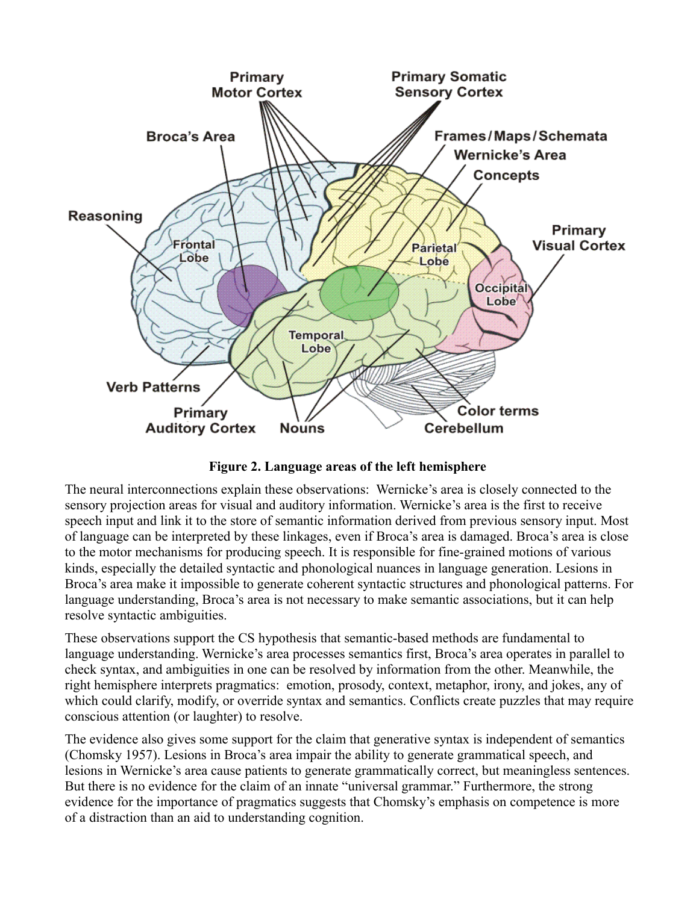**Figure 2. Language areas of the left hemisphere**

The neural interconnections explain these observations: Wernicke's area is closely connected to the sensory projection areas for visual and auditory information. Wernicke's area is the first to receive speech input and link it to the store of semantic information derived from previous sensory input. Most of language can be interpreted by these linkages, even if Broca's area is damaged. Broca's area is close to the motor mechanisms for producing speech. It is responsible for fine-grained motions of various kinds, especially the detailed syntactic and phonological nuances in language generation. Lesions in Broca's area make it impossible to generate coherent syntactic structures and phonological patterns. For language understanding, Broca's area is not necessary to make semantic associations, but it can help resolve syntactic ambiguities.

These observations support the CS hypothesis that semantic-based methods are fundamental to language understanding. Wernicke's area processes semantics first, Broca's area operates in parallel to check syntax, and ambiguities in one can be resolved by information from the other. Meanwhile, the right hemisphere interprets pragmatics: emotion, prosody, context, metaphor, irony, and jokes, any of which could clarify, modify, or override syntax and semantics. Conflicts create puzzles that may require conscious attention (or laughter) to resolve.

The evidence also gives some support for the claim that generative syntax is independent of semantics (Chomsky 1957). Lesions in Broca's area impair the ability to generate grammatical speech, and lesions in Wernicke's area cause patients to generate grammatically correct, but meaningless sentences. But there is no evidence for the claim of an innate "universal grammar." Furthermore, the strong evidence for the importance of pragmatics suggests that Chomsky's emphasis on competence is more of a distraction than an aid to understanding cognition.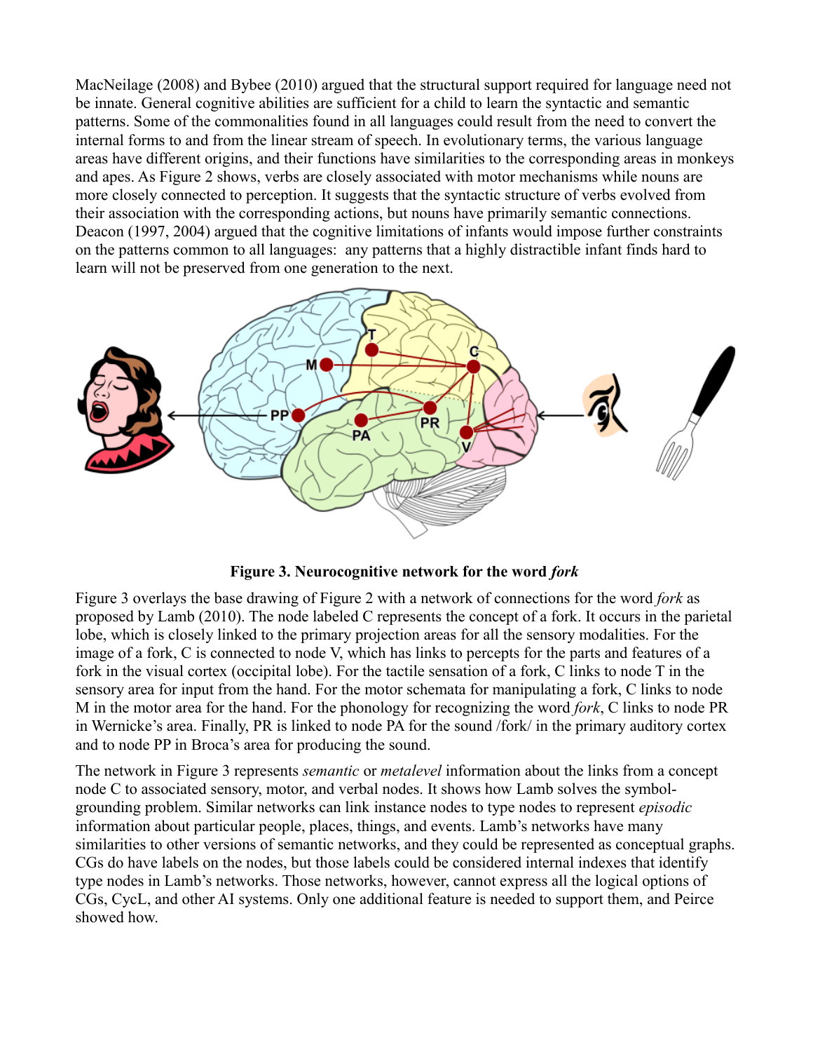MacNeilage (2008) and Bybee (2010) argued that the structural support required for language need not be innate. General cognitive abilities are sufficient for a child to learn the syntactic and semantic patterns. Some of the commonalities found in all languages could result from the need to convert the internal forms to and from the linear stream of speech. In evolutionary terms, the various language areas have different origins, and their functions have similarities to the corresponding areas in monkeys and apes. As Figure 2 shows, verbs are closely associated with motor mechanisms while nouns are more closely connected to perception. It suggests that the syntactic structure of verbs evolved from their association with the corresponding actions, but nouns have primarily semantic connections. Deacon (1997, 2004) argued that the cognitive limitations of infants would impose further constraints on the patterns common to all languages: any patterns that a highly distractible infant finds hard to learn will not be preserved from one generation to the next.

T
C
M
PP
PR
PA
V

**Figure 3. Neurocognitive network for the word *fork***

Figure 3 overlays the base drawing of Figure 2 with a network of connections for the word *fork* as proposed by Lamb (2010). The node labeled C represents the concept of a fork. It occurs in the parietal lobe, which is closely linked to the primary projection areas for all the sensory modalities. For the image of a fork, C is connected to node V, which has links to percepts for the parts and features of a fork in the visual cortex (occipital lobe). For the tactile sensation of a fork, C links to node T in the sensory area for input from the hand. For the motor schemata for manipulating a fork, C links to node M in the motor area for the hand. For the phonology for recognizing the word *fork*, C links to node PR in Wernicke's area. Finally, PR is linked to node PA for the sound /fork/ in the primary auditory cortex and to node PP in Broca's area for producing the sound.

The network in Figure 3 represents *semantic* or *metalevel* information about the links from a concept node C to associated sensory, motor, and verbal nodes. It shows how Lamb solves the symbol-grounding problem. Similar networks can link instance nodes to type nodes to represent *episodic* information about particular people, places, things, and events. Lamb's networks have many similarities to other versions of semantic networks, and they could be represented as conceptual graphs. CGs do have labels on the nodes, but those labels could be considered internal indexes that identify type nodes in Lamb's networks. Those networks, however, cannot express all the logical options of CGs, CycL, and other AI systems. Only one additional feature is needed to support them, and Peirce showed how.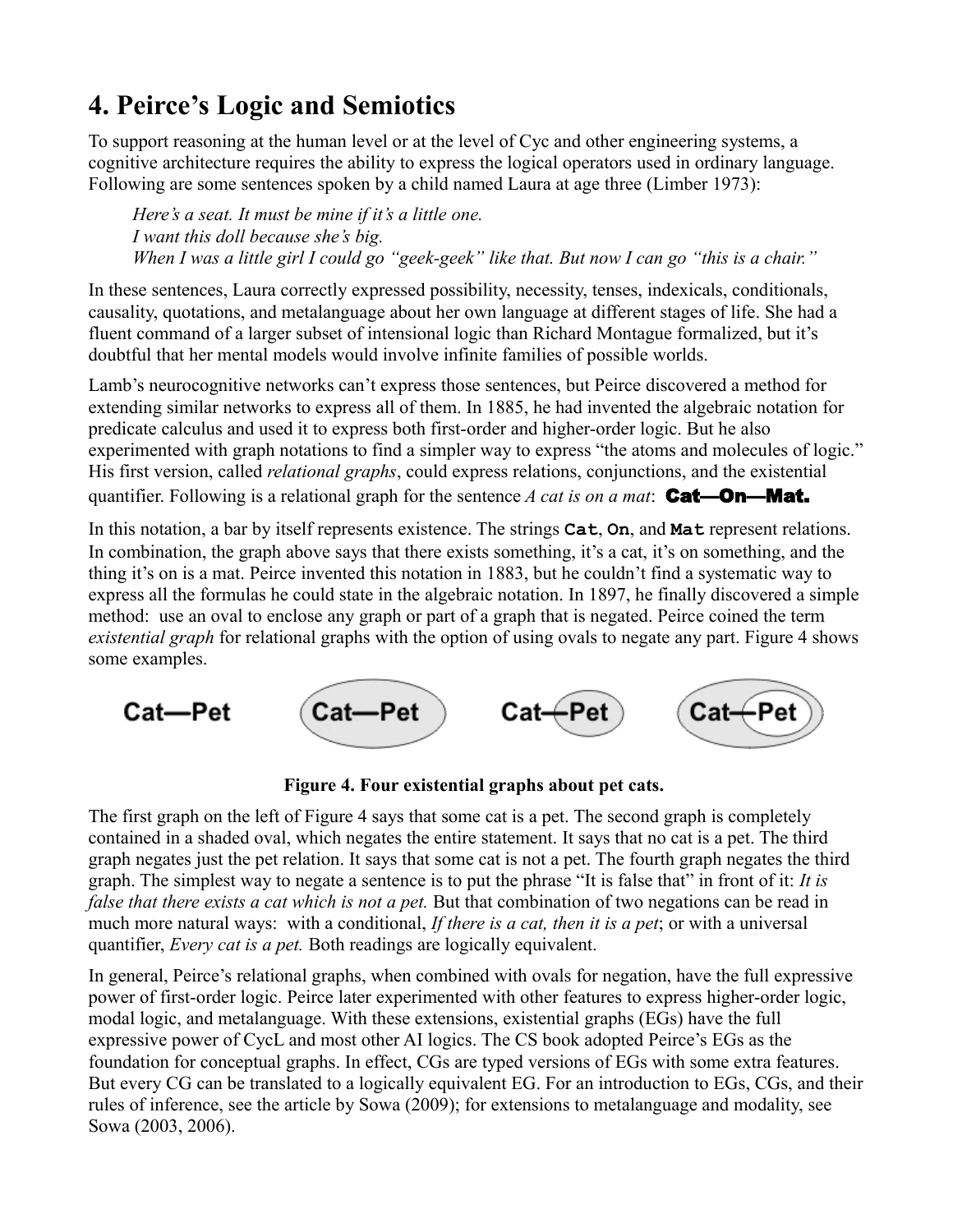# 4. Peirce's Logic and Semiotics

To support reasoning at the human level or at the level of Cyc and other engineering systems, a cognitive architecture requires the ability to express the logical operators used in ordinary language. Following are some sentences spoken by a child named Laura at age three (Limber 1973):

> *Here's a seat. It must be mine if it's a little one.*
> *I want this doll because she's big.*
> *When I was a little girl I could go "geek-geek" like that. But now I can go "this is a chair."*

In these sentences, Laura correctly expressed possibility, necessity, tenses, indexicals, conditionals, causality, quotations, and metalanguage about her own language at different stages of life. She had a fluent command of a larger subset of intensional logic than Richard Montague formalized, but it's doubtful that her mental models would involve infinite families of possible worlds.

Lamb's neurocognitive networks can't express those sentences, but Peirce discovered a method for extending similar networks to express all of them. In 1885, he had invented the algebraic notation for predicate calculus and used it to express both first-order and higher-order logic. But he also experimented with graph notations to find a simpler way to express "the atoms and molecules of logic." His first version, called *relational graphs*, could express relations, conjunctions, and the existential quantifier. Following is a relational graph for the sentence *A cat is on a mat*: **Cat—On—Mat.**

In this notation, a bar by itself represents existence. The strings **Cat**, **On**, and **Mat** represent relations. In combination, the graph above says that there exists something, it's a cat, it's on something, and the thing it's on is a mat. Peirce invented this notation in 1883, but he couldn't find a systematic way to express all the formulas he could state in the algebraic notation. In 1897, he finally discovered a simple method: use an oval to enclose any graph or part of a graph that is negated. Peirce coined the term *existential graph* for relational graphs with the option of using ovals to negate any part. Figure 4 shows some examples.

Cat—Pet

Cat—Pet

Cat—Pet

Cat—Pet

**Figure 4. Four existential graphs about pet cats.**

The first graph on the left of Figure 4 says that some cat is a pet. The second graph is completely contained in a shaded oval, which negates the entire statement. It says that no cat is a pet. The third graph negates just the pet relation. It says that some cat is not a pet. The fourth graph negates the third graph. The simplest way to negate a sentence is to put the phrase "It is false that" in front of it: *It is false that there exists a cat which is not a pet.* But that combination of two negations can be read in much more natural ways: with a conditional, *If there is a cat, then it is a pet*; or with a universal quantifier, *Every cat is a pet.* Both readings are logically equivalent.

In general, Peirce's relational graphs, when combined with ovals for negation, have the full expressive power of first-order logic. Peirce later experimented with other features to express higher-order logic, modal logic, and metalanguage. With these extensions, existential graphs (EGs) have the full expressive power of CycL and most other AI logics. The CS book adopted Peirce's EGs as the foundation for conceptual graphs. In effect, CGs are typed versions of EGs with some extra features. But every CG can be translated to a logically equivalent EG. For an introduction to EGs, CGs, and their rules of inference, see the article by Sowa (2009); for extensions to metalanguage and modality, see Sowa (2003, 2006).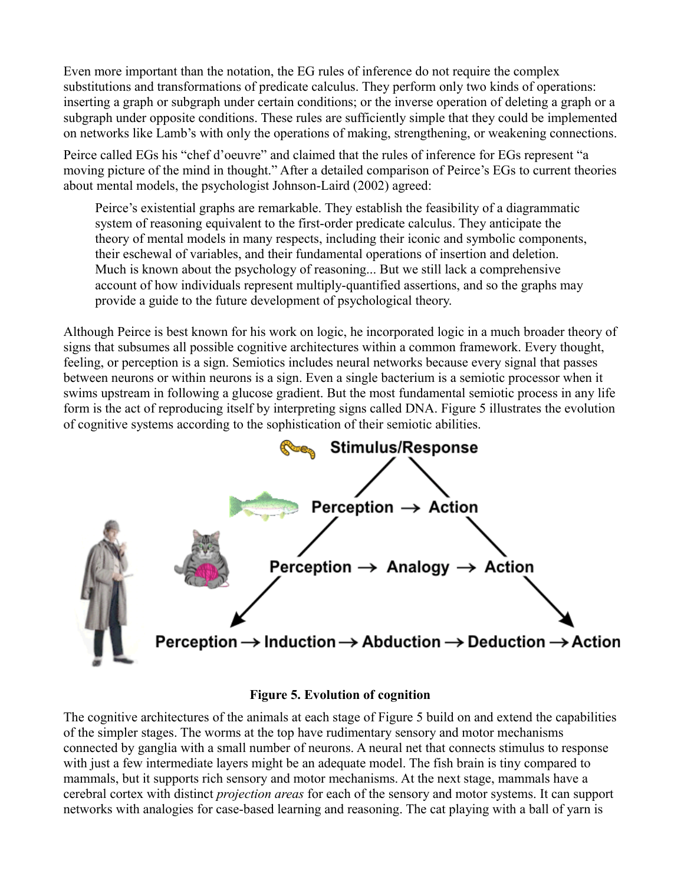Even more important than the notation, the EG rules of inference do not require the complex substitutions and transformations of predicate calculus. They perform only two kinds of operations: inserting a graph or subgraph under certain conditions; or the inverse operation of deleting a graph or a subgraph under opposite conditions. These rules are sufficiently simple that they could be implemented on networks like Lamb's with only the operations of making, strengthening, or weakening connections.

Peirce called EGs his "chef d'oeuvre" and claimed that the rules of inference for EGs represent "a moving picture of the mind in thought." After a detailed comparison of Peirce's EGs to current theories about mental models, the psychologist Johnson-Laird (2002) agreed:

> Peirce's existential graphs are remarkable. They establish the feasibility of a diagrammatic system of reasoning equivalent to the first-order predicate calculus. They anticipate the theory of mental models in many respects, including their iconic and symbolic components, their eschewal of variables, and their fundamental operations of insertion and deletion. Much is known about the psychology of reasoning... But we still lack a comprehensive account of how individuals represent multiply-quantified assertions, and so the graphs may provide a guide to the future development of psychological theory.

Although Peirce is best known for his work on logic, he incorporated logic in a much broader theory of signs that subsumes all possible cognitive architectures within a common framework. Every thought, feeling, or perception is a sign. Semiotics includes neural networks because every signal that passes between neurons or within neurons is a sign. Even a single bacterium is a semiotic processor when it swims upstream in following a glucose gradient. But the most fundamental semiotic process in any life form is the act of reproducing itself by interpreting signs called DNA. Figure 5 illustrates the evolution of cognitive systems according to the sophistication of their semiotic abilities.

Stimulus/Response

Perception → Action

Perception → Analogy → Action

Perception → Induction → Abduction → Deduction → Action

**Figure 5. Evolution of cognition**

The cognitive architectures of the animals at each stage of Figure 5 build on and extend the capabilities of the simpler stages. The worms at the top have rudimentary sensory and motor mechanisms connected by ganglia with a small number of neurons. A neural net that connects stimulus to response with just a few intermediate layers might be an adequate model. The fish brain is tiny compared to mammals, but it supports rich sensory and motor mechanisms. At the next stage, mammals have a cerebral cortex with distinct *projection areas* for each of the sensory and motor systems. It can support networks with analogies for case-based learning and reasoning. The cat playing with a ball of yarn is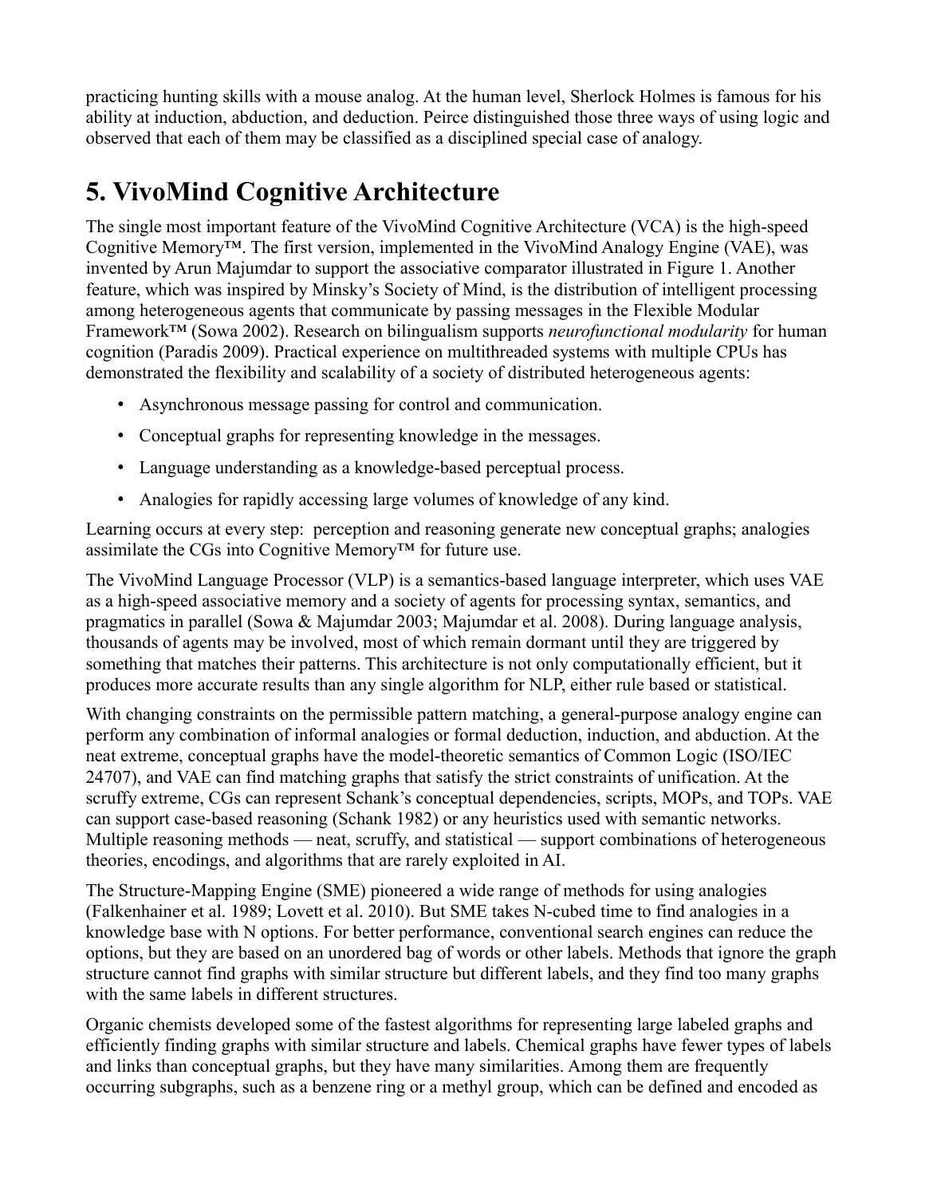practicing hunting skills with a mouse analog. At the human level, Sherlock Holmes is famous for his ability at induction, abduction, and deduction. Peirce distinguished those three ways of using logic and observed that each of them may be classified as a disciplined special case of analogy.

## 5. VivoMind Cognitive Architecture

The single most important feature of the VivoMind Cognitive Architecture (VCA) is the high-speed Cognitive Memory™. The first version, implemented in the VivoMind Analogy Engine (VAE), was invented by Arun Majumdar to support the associative comparator illustrated in Figure 1. Another feature, which was inspired by Minsky's Society of Mind, is the distribution of intelligent processing among heterogeneous agents that communicate by passing messages in the Flexible Modular Framework™ (Sowa 2002). Research on bilingualism supports *neurofunctional modularity* for human cognition (Paradis 2009). Practical experience on multithreaded systems with multiple CPUs has demonstrated the flexibility and scalability of a society of distributed heterogeneous agents:

- Asynchronous message passing for control and communication.
- Conceptual graphs for representing knowledge in the messages.
- Language understanding as a knowledge-based perceptual process.
- Analogies for rapidly accessing large volumes of knowledge of any kind.

Learning occurs at every step: perception and reasoning generate new conceptual graphs; analogies assimilate the CGs into Cognitive Memory™ for future use.

The VivoMind Language Processor (VLP) is a semantics-based language interpreter, which uses VAE as a high-speed associative memory and a society of agents for processing syntax, semantics, and pragmatics in parallel (Sowa & Majumdar 2003; Majumdar et al. 2008). During language analysis, thousands of agents may be involved, most of which remain dormant until they are triggered by something that matches their patterns. This architecture is not only computationally efficient, but it produces more accurate results than any single algorithm for NLP, either rule based or statistical.

With changing constraints on the permissible pattern matching, a general-purpose analogy engine can perform any combination of informal analogies or formal deduction, induction, and abduction. At the neat extreme, conceptual graphs have the model-theoretic semantics of Common Logic (ISO/IEC 24707), and VAE can find matching graphs that satisfy the strict constraints of unification. At the scruffy extreme, CGs can represent Schank's conceptual dependencies, scripts, MOPs, and TOPs. VAE can support case-based reasoning (Schank 1982) or any heuristics used with semantic networks. Multiple reasoning methods — neat, scruffy, and statistical — support combinations of heterogeneous theories, encodings, and algorithms that are rarely exploited in AI.

The Structure-Mapping Engine (SME) pioneered a wide range of methods for using analogies (Falkenhainer et al. 1989; Lovett et al. 2010). But SME takes N-cubed time to find analogies in a knowledge base with N options. For better performance, conventional search engines can reduce the options, but they are based on an unordered bag of words or other labels. Methods that ignore the graph structure cannot find graphs with similar structure but different labels, and they find too many graphs with the same labels in different structures.

Organic chemists developed some of the fastest algorithms for representing large labeled graphs and efficiently finding graphs with similar structure and labels. Chemical graphs have fewer types of labels and links than conceptual graphs, but they have many similarities. Among them are frequently occurring subgraphs, such as a benzene ring or a methyl group, which can be defined and encoded as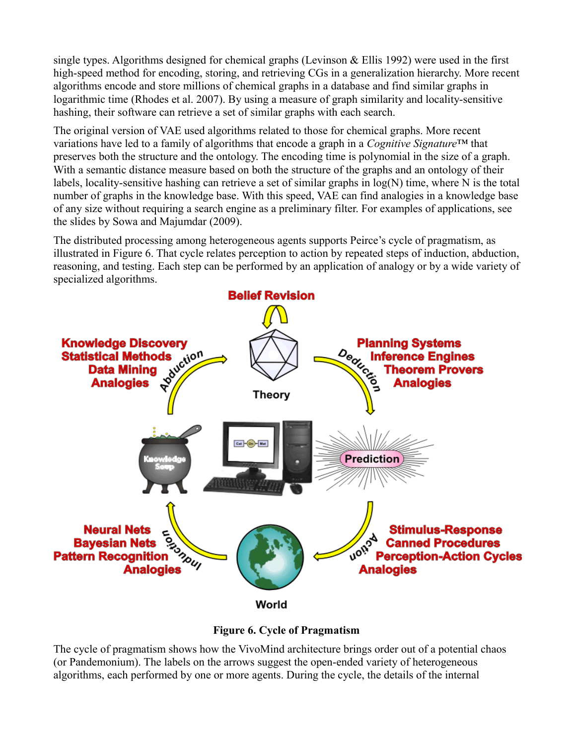single types. Algorithms designed for chemical graphs (Levinson & Ellis 1992) were used in the first high-speed method for encoding, storing, and retrieving CGs in a generalization hierarchy. More recent algorithms encode and store millions of chemical graphs in a database and find similar graphs in logarithmic time (Rhodes et al. 2007). By using a measure of graph similarity and locality-sensitive hashing, their software can retrieve a set of similar graphs with each search.

The original version of VAE used algorithms related to those for chemical graphs. More recent variations have led to a family of algorithms that encode a graph in a *Cognitive Signature*™ that preserves both the structure and the ontology. The encoding time is polynomial in the size of a graph. With a semantic distance measure based on both the structure of the graphs and an ontology of their labels, locality-sensitive hashing can retrieve a set of similar graphs in log(N) time, where N is the total number of graphs in the knowledge base. With this speed, VAE can find analogies in a knowledge base of any size without requiring a search engine as a preliminary filter. For examples of applications, see the slides by Sowa and Majumdar (2009).

The distributed processing among heterogeneous agents supports Peirce's cycle of pragmatism, as illustrated in Figure 6. That cycle relates perception to action by repeated steps of induction, abduction, reasoning, and testing. Each step can be performed by an application of analogy or by a wide variety of specialized algorithms.

**Figure 6. Cycle of Pragmatism**

The cycle of pragmatism shows how the VivoMind architecture brings order out of a potential chaos (or Pandemonium). The labels on the arrows suggest the open-ended variety of heterogeneous algorithms, each performed by one or more agents. During the cycle, the details of the internal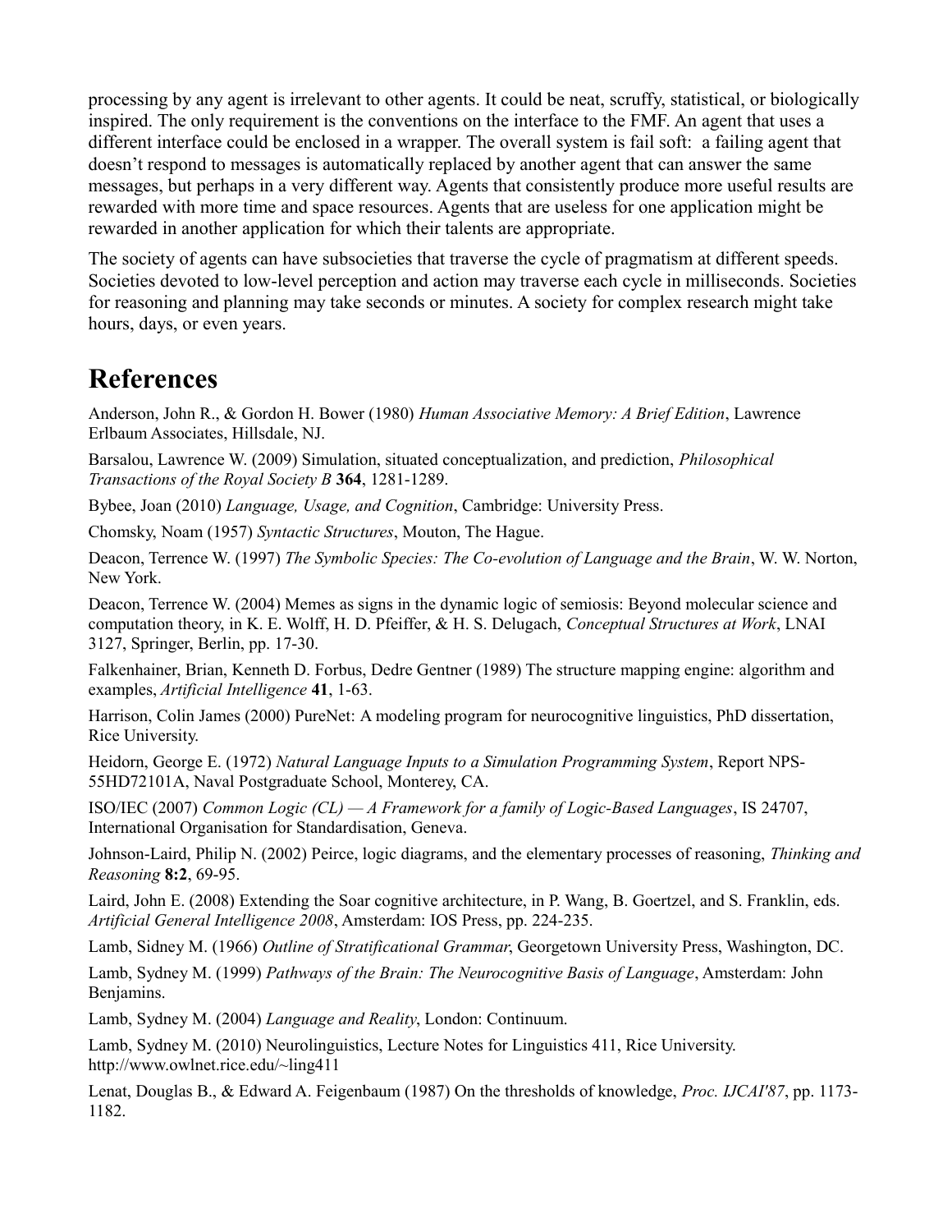processing by any agent is irrelevant to other agents. It could be neat, scruffy, statistical, or biologically inspired. The only requirement is the conventions on the interface to the FMF. An agent that uses a different interface could be enclosed in a wrapper. The overall system is fail soft: a failing agent that doesn't respond to messages is automatically replaced by another agent that can answer the same messages, but perhaps in a very different way. Agents that consistently produce more useful results are rewarded with more time and space resources. Agents that are useless for one application might be rewarded in another application for which their talents are appropriate.

The society of agents can have subsocieties that traverse the cycle of pragmatism at different speeds. Societies devoted to low-level perception and action may traverse each cycle in milliseconds. Societies for reasoning and planning may take seconds or minutes. A society for complex research might take hours, days, or even years.

# References

Anderson, John R., & Gordon H. Bower (1980) *Human Associative Memory: A Brief Edition*, Lawrence Erlbaum Associates, Hillsdale, NJ.

Barsalou, Lawrence W. (2009) Simulation, situated conceptualization, and prediction, *Philosophical Transactions of the Royal Society B* **364**, 1281-1289.

Bybee, Joan (2010) *Language, Usage, and Cognition*, Cambridge: University Press.

Chomsky, Noam (1957) *Syntactic Structures*, Mouton, The Hague.

Deacon, Terrence W. (1997) *The Symbolic Species: The Co-evolution of Language and the Brain*, W. W. Norton, New York.

Deacon, Terrence W. (2004) Memes as signs in the dynamic logic of semiosis: Beyond molecular science and computation theory, in K. E. Wolff, H. D. Pfeiffer, & H. S. Delugach, *Conceptual Structures at Work*, LNAI 3127, Springer, Berlin, pp. 17-30.

Falkenhainer, Brian, Kenneth D. Forbus, Dedre Gentner (1989) The structure mapping engine: algorithm and examples, *Artificial Intelligence* **41**, 1-63.

Harrison, Colin James (2000) PureNet: A modeling program for neurocognitive linguistics, PhD dissertation, Rice University.

Heidorn, George E. (1972) *Natural Language Inputs to a Simulation Programming System*, Report NPS-55HD72101A, Naval Postgraduate School, Monterey, CA.

ISO/IEC (2007) *Common Logic (CL) — A Framework for a family of Logic-Based Languages*, IS 24707, International Organisation for Standardisation, Geneva.

Johnson-Laird, Philip N. (2002) Peirce, logic diagrams, and the elementary processes of reasoning, *Thinking and Reasoning* **8:2**, 69-95.

Laird, John E. (2008) Extending the Soar cognitive architecture, in P. Wang, B. Goertzel, and S. Franklin, eds. *Artificial General Intelligence 2008*, Amsterdam: IOS Press, pp. 224-235.

Lamb, Sidney M. (1966) *Outline of Stratificational Grammar*, Georgetown University Press, Washington, DC.

Lamb, Sydney M. (1999) *Pathways of the Brain: The Neurocognitive Basis of Language*, Amsterdam: John Benjamins.

Lamb, Sydney M. (2004) *Language and Reality*, London: Continuum.

Lamb, Sydney M. (2010) Neurolinguistics, Lecture Notes for Linguistics 411, Rice University. http://www.owlnet.rice.edu/~ling411

Lenat, Douglas B., & Edward A. Feigenbaum (1987) On the thresholds of knowledge, *Proc. IJCAI'87*, pp. 1173-1182.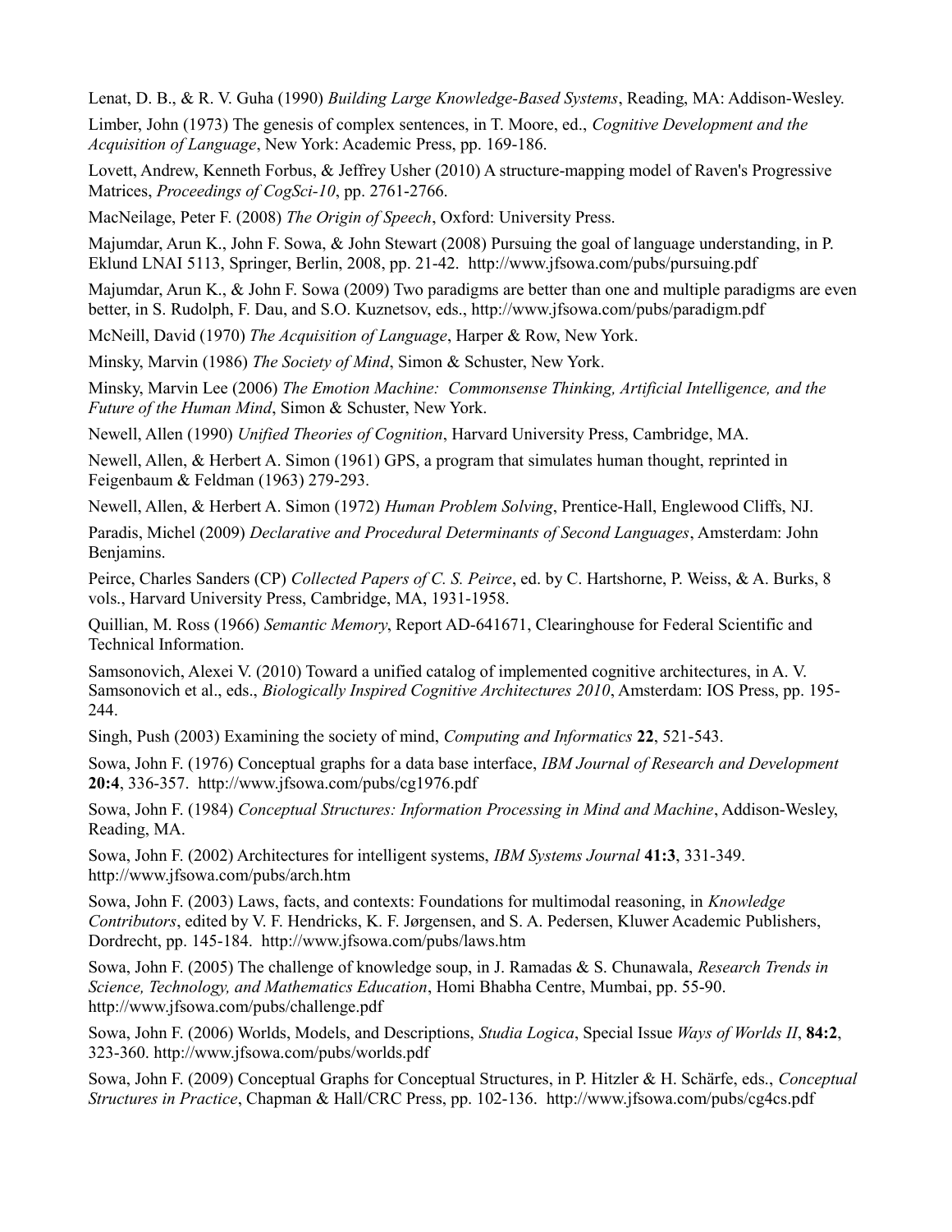Lenat, D. B., & R. V. Guha (1990) *Building Large Knowledge-Based Systems*, Reading, MA: Addison-Wesley.

Limber, John (1973) The genesis of complex sentences, in T. Moore, ed., *Cognitive Development and the Acquisition of Language*, New York: Academic Press, pp. 169-186.

Lovett, Andrew, Kenneth Forbus, & Jeffrey Usher (2010) A structure-mapping model of Raven's Progressive Matrices, *Proceedings of CogSci-10*, pp. 2761-2766.

MacNeilage, Peter F. (2008) *The Origin of Speech*, Oxford: University Press.

Majumdar, Arun K., John F. Sowa, & John Stewart (2008) Pursuing the goal of language understanding, in P. Eklund LNAI 5113, Springer, Berlin, 2008, pp. 21-42. http://www.jfsowa.com/pubs/pursuing.pdf

Majumdar, Arun K., & John F. Sowa (2009) Two paradigms are better than one and multiple paradigms are even better, in S. Rudolph, F. Dau, and S.O. Kuznetsov, eds., http://www.jfsowa.com/pubs/paradigm.pdf

McNeill, David (1970) *The Acquisition of Language*, Harper & Row, New York.

Minsky, Marvin (1986) *The Society of Mind*, Simon & Schuster, New York.

Minsky, Marvin Lee (2006) *The Emotion Machine: Commonsense Thinking, Artificial Intelligence, and the Future of the Human Mind*, Simon & Schuster, New York.

Newell, Allen (1990) *Unified Theories of Cognition*, Harvard University Press, Cambridge, MA.

Newell, Allen, & Herbert A. Simon (1961) GPS, a program that simulates human thought, reprinted in Feigenbaum & Feldman (1963) 279-293.

Newell, Allen, & Herbert A. Simon (1972) *Human Problem Solving*, Prentice-Hall, Englewood Cliffs, NJ.

Paradis, Michel (2009) *Declarative and Procedural Determinants of Second Languages*, Amsterdam: John Benjamins.

Peirce, Charles Sanders (CP) *Collected Papers of C. S. Peirce*, ed. by C. Hartshorne, P. Weiss, & A. Burks, 8 vols., Harvard University Press, Cambridge, MA, 1931-1958.

Quillian, M. Ross (1966) *Semantic Memory*, Report AD-641671, Clearinghouse for Federal Scientific and Technical Information.

Samsonovich, Alexei V. (2010) Toward a unified catalog of implemented cognitive architectures, in A. V. Samsonovich et al., eds., *Biologically Inspired Cognitive Architectures 2010*, Amsterdam: IOS Press, pp. 195-244.

Singh, Push (2003) Examining the society of mind, *Computing and Informatics* **22**, 521-543.

Sowa, John F. (1976) Conceptual graphs for a data base interface, *IBM Journal of Research and Development* **20:4**, 336-357. http://www.jfsowa.com/pubs/cg1976.pdf

Sowa, John F. (1984) *Conceptual Structures: Information Processing in Mind and Machine*, Addison-Wesley, Reading, MA.

Sowa, John F. (2002) Architectures for intelligent systems, *IBM Systems Journal* **41:3**, 331-349. http://www.jfsowa.com/pubs/arch.htm

Sowa, John F. (2003) Laws, facts, and contexts: Foundations for multimodal reasoning, in *Knowledge Contributors*, edited by V. F. Hendricks, K. F. Jørgensen, and S. A. Pedersen, Kluwer Academic Publishers, Dordrecht, pp. 145-184. http://www.jfsowa.com/pubs/laws.htm

Sowa, John F. (2005) The challenge of knowledge soup, in J. Ramadas & S. Chunawala, *Research Trends in Science, Technology, and Mathematics Education*, Homi Bhabha Centre, Mumbai, pp. 55-90. http://www.jfsowa.com/pubs/challenge.pdf

Sowa, John F. (2006) Worlds, Models, and Descriptions, *Studia Logica*, Special Issue *Ways of Worlds II*, **84:2**, 323-360. http://www.jfsowa.com/pubs/worlds.pdf

Sowa, John F. (2009) Conceptual Graphs for Conceptual Structures, in P. Hitzler & H. Schärfe, eds., *Conceptual Structures in Practice*, Chapman & Hall/CRC Press, pp. 102-136. http://www.jfsowa.com/pubs/cg4cs.pdf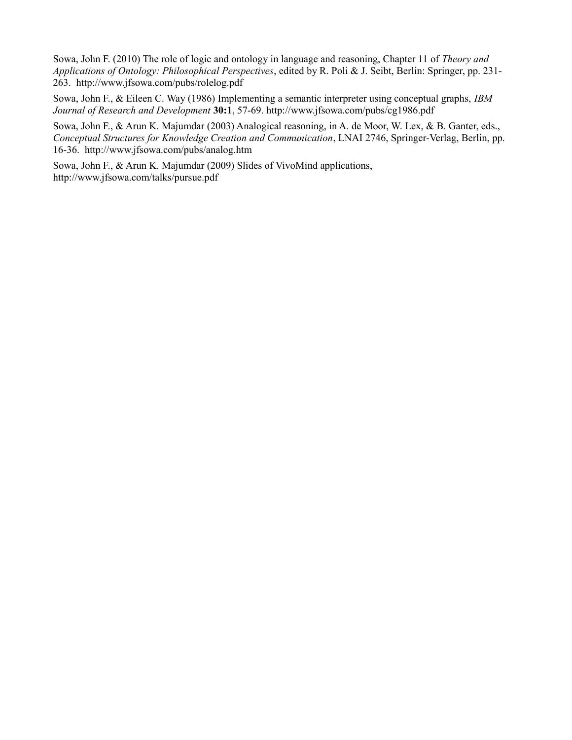Sowa, John F. (2010) The role of logic and ontology in language and reasoning, Chapter 11 of *Theory and Applications of Ontology: Philosophical Perspectives*, edited by R. Poli & J. Seibt, Berlin: Springer, pp. 231-263. http://www.jfsowa.com/pubs/rolelog.pdf

Sowa, John F., & Eileen C. Way (1986) Implementing a semantic interpreter using conceptual graphs, *IBM Journal of Research and Development* **30:1**, 57-69. http://www.jfsowa.com/pubs/cg1986.pdf

Sowa, John F., & Arun K. Majumdar (2003) Analogical reasoning, in A. de Moor, W. Lex, & B. Ganter, eds., *Conceptual Structures for Knowledge Creation and Communication*, LNAI 2746, Springer-Verlag, Berlin, pp. 16-36. http://www.jfsowa.com/pubs/analog.htm

Sowa, John F., & Arun K. Majumdar (2009) Slides of VivoMind applications, http://www.jfsowa.com/talks/pursue.pdf